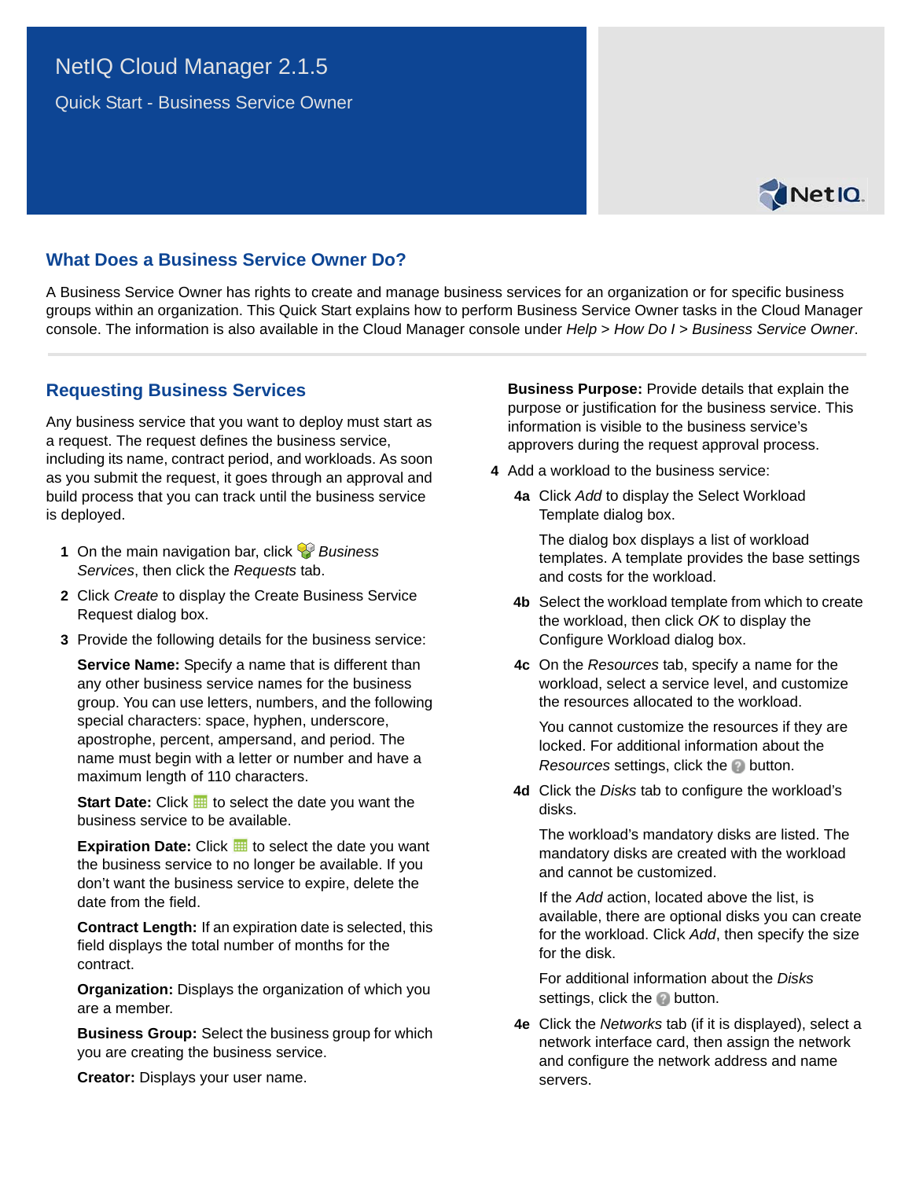# NetIQ Cloud Manager 2.1.5

Quick Start - Business Service Owner

## What Does a Business Service Owner Do?

A Business Service Owner has rights to create and manage business services for an organization or for specific business groups within an organization. This Quick Start explains how to perform Business Service Owner tasks in the Cloud Manager console. The information is also available in the Cloud Manager console under *Help* > *How Do I* > *Business Service Owner*.

## Requesting Business Services

Any business service that you want to deploy must start as a request. The request defines the business service, including its name, contract period, and workloads. As soon as you submit the request, it goes through an approval and build process that you can track until the business service is deployed.

1 On the main navigation bar, click *Business Services*, then click the *Requests* tab.

2 Click *Create* to display the Create Business Service Request dialog box.

3 Provide the following details for the business service:

   **Service Name:** Specify a name that is different than any other business service names for the business group. You can use letters, numbers, and the following special characters: space, hyphen, underscore, apostrophe, percent, ampersand, and period. The name must begin with a letter or number and have a maximum length of 110 characters.

   **Start Date:** Click to select the date you want the business service to be available.

   **Expiration Date:** Click to select the date you want the business service to no longer be available. If you don't want the business service to expire, delete the date from the field.

   **Contract Length:** If an expiration date is selected, this field displays the total number of months for the contract.

   **Organization:** Displays the organization of which you are a member.

   **Business Group:** Select the business group for which you are creating the business service.

   **Creator:** Displays your user name.

   **Business Purpose:** Provide details that explain the purpose or justification for the business service. This information is visible to the business service's approvers during the request approval process.

4 Add a workload to the business service:

   **4a** Click *Add* to display the Select Workload Template dialog box.

   The dialog box displays a list of workload templates. A template provides the base settings and costs for the workload.

   **4b** Select the workload template from which to create the workload, then click *OK* to display the Configure Workload dialog box.

   **4c** On the *Resources* tab, specify a name for the workload, select a service level, and customize the resources allocated to the workload.

   You cannot customize the resources if they are locked. For additional information about the *Resources* settings, click the button.

   **4d** Click the *Disks* tab to configure the workload's disks.

   The workload's mandatory disks are listed. The mandatory disks are created with the workload and cannot be customized.

   If the *Add* action, located above the list, is available, there are optional disks you can create for the workload. Click *Add*, then specify the size for the disk.

   For additional information about the *Disks* settings, click the button.

   **4e** Click the *Networks* tab (if it is displayed), select a network interface card, then assign the network and configure the network address and name servers.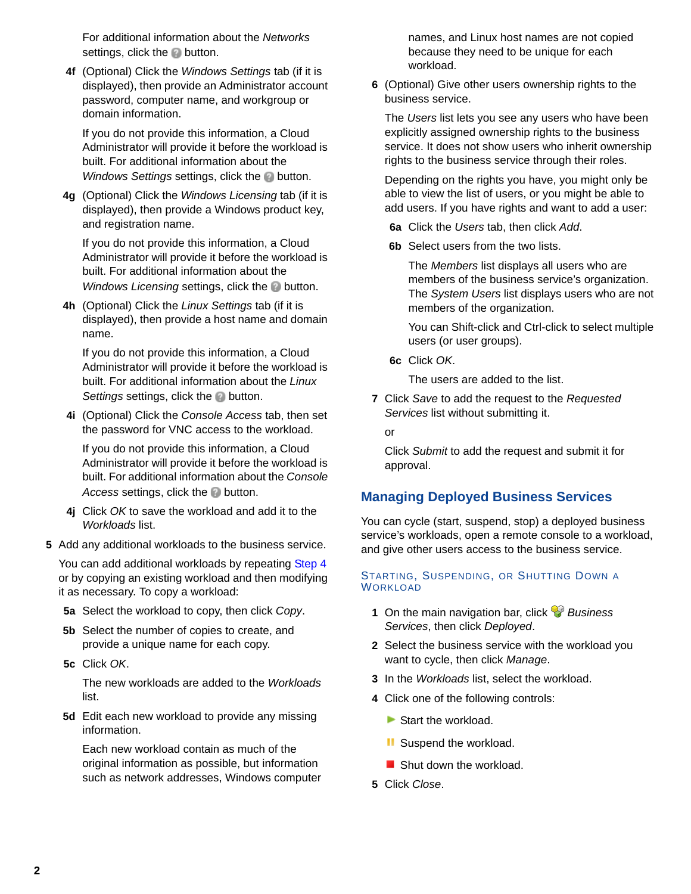For additional information about the *Networks* settings, click the ? button.

**4f** (Optional) Click the *Windows Settings* tab (if it is displayed), then provide an Administrator account password, computer name, and workgroup or domain information.

If you do not provide this information, a Cloud Administrator will provide it before the workload is built. For additional information about the *Windows Settings* settings, click the ? button.

**4g** (Optional) Click the *Windows Licensing* tab (if it is displayed), then provide a Windows product key, and registration name.

If you do not provide this information, a Cloud Administrator will provide it before the workload is built. For additional information about the *Windows Licensing* settings, click the ? button.

**4h** (Optional) Click the *Linux Settings* tab (if it is displayed), then provide a host name and domain name.

If you do not provide this information, a Cloud Administrator will provide it before the workload is built. For additional information about the *Linux Settings* settings, click the ? button.

**4i** (Optional) Click the *Console Access* tab, then set the password for VNC access to the workload.

If you do not provide this information, a Cloud Administrator will provide it before the workload is built. For additional information about the *Console Access* settings, click the ? button.

**4j** Click *OK* to save the workload and add it to the *Workloads* list.

**5** Add any additional workloads to the business service.

You can add additional workloads by repeating Step 4 or by copying an existing workload and then modifying it as necessary. To copy a workload:

**5a** Select the workload to copy, then click *Copy*.

**5b** Select the number of copies to create, and provide a unique name for each copy.

**5c** Click *OK*.

The new workloads are added to the *Workloads* list.

**5d** Edit each new workload to provide any missing information.

Each new workload contain as much of the original information as possible, but information such as network addresses, Windows computer names, and Linux host names are not copied because they need to be unique for each workload.

**6** (Optional) Give other users ownership rights to the business service.

The *Users* list lets you see any users who have been explicitly assigned ownership rights to the business service. It does not show users who inherit ownership rights to the business service through their roles.

Depending on the rights you have, you might only be able to view the list of users, or you might be able to add users. If you have rights and want to add a user:

**6a** Click the *Users* tab, then click *Add*.

**6b** Select users from the two lists.

The *Members* list displays all users who are members of the business service's organization. The *System Users* list displays users who are not members of the organization.

You can Shift-click and Ctrl-click to select multiple users (or user groups).

**6c** Click *OK*.

The users are added to the list.

**7** Click *Save* to add the request to the *Requested Services* list without submitting it.

or

Click *Submit* to add the request and submit it for approval.

## Managing Deployed Business Services

You can cycle (start, suspend, stop) a deployed business service's workloads, open a remote console to a workload, and give other users access to the business service.

### Starting, Suspending, or Shutting Down a Workload

**1** On the main navigation bar, click *Business Services*, then click *Deployed*.

**2** Select the business service with the workload you want to cycle, then click *Manage*.

**3** In the *Workloads* list, select the workload.

**4** Click one of the following controls:

▶ Start the workload.

❚❚ Suspend the workload.

■ Shut down the workload.

**5** Click *Close*.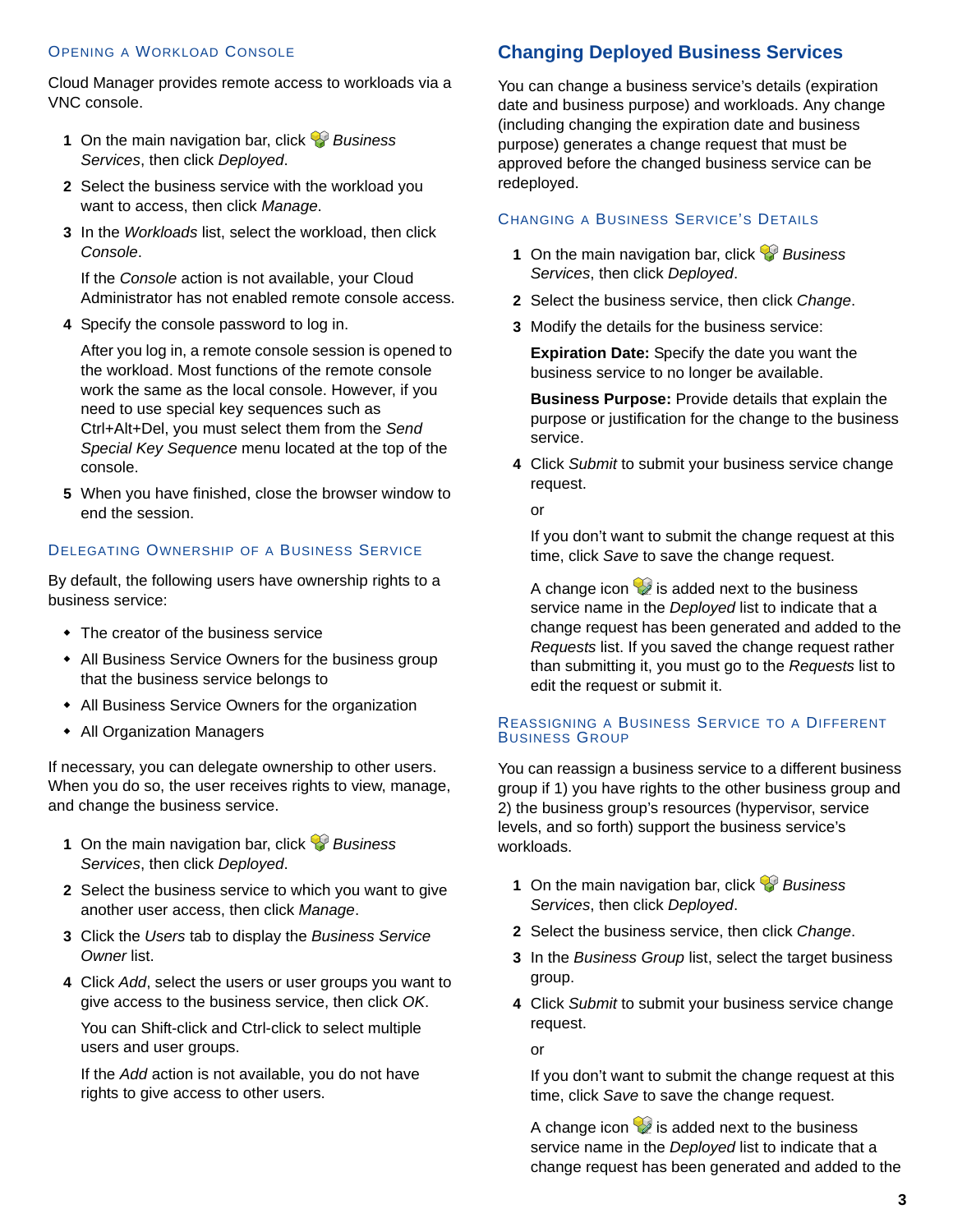### Opening a Workload Console

Cloud Manager provides remote access to workloads via a VNC console.

1. On the main navigation bar, click *Business Services*, then click *Deployed*.
2. Select the business service with the workload you want to access, then click *Manage*.
3. In the *Workloads* list, select the workload, then click *Console*.

   If the *Console* action is not available, your Cloud Administrator has not enabled remote console access.
4. Specify the console password to log in.

   After you log in, a remote console session is opened to the workload. Most functions of the remote console work the same as the local console. However, if you need to use special key sequences such as Ctrl+Alt+Del, you must select them from the *Send Special Key Sequence* menu located at the top of the console.
5. When you have finished, close the browser window to end the session.

### Delegating Ownership of a Business Service

By default, the following users have ownership rights to a business service:

- The creator of the business service
- All Business Service Owners for the business group that the business service belongs to
- All Business Service Owners for the organization
- All Organization Managers

If necessary, you can delegate ownership to other users. When you do so, the user receives rights to view, manage, and change the business service.

1. On the main navigation bar, click *Business Services*, then click *Deployed*.
2. Select the business service to which you want to give another user access, then click *Manage*.
3. Click the *Users* tab to display the *Business Service Owner* list.
4. Click *Add*, select the users or user groups you want to give access to the business service, then click *OK*.

   You can Shift-click and Ctrl-click to select multiple users and user groups.

   If the *Add* action is not available, you do not have rights to give access to other users.

## Changing Deployed Business Services

You can change a business service's details (expiration date and business purpose) and workloads. Any change (including changing the expiration date and business purpose) generates a change request that must be approved before the changed business service can be redeployed.

### Changing a Business Service's Details

1. On the main navigation bar, click *Business Services*, then click *Deployed*.
2. Select the business service, then click *Change*.
3. Modify the details for the business service:

   **Expiration Date:** Specify the date you want the business service to no longer be available.

   **Business Purpose:** Provide details that explain the purpose or justification for the change to the business service.
4. Click *Submit* to submit your business service change request.

   or

   If you don't want to submit the change request at this time, click *Save* to save the change request.

   A change icon is added next to the business service name in the *Deployed* list to indicate that a change request has been generated and added to the *Requests* list. If you saved the change request rather than submitting it, you must go to the *Requests* list to edit the request or submit it.

### Reassigning a Business Service to a Different Business Group

You can reassign a business service to a different business group if 1) you have rights to the other business group and 2) the business group's resources (hypervisor, service levels, and so forth) support the business service's workloads.

1. On the main navigation bar, click *Business Services*, then click *Deployed*.
2. Select the business service, then click *Change*.
3. In the *Business Group* list, select the target business group.
4. Click *Submit* to submit your business service change request.

   or

   If you don't want to submit the change request at this time, click *Save* to save the change request.

   A change icon is added next to the business service name in the *Deployed* list to indicate that a change request has been generated and added to the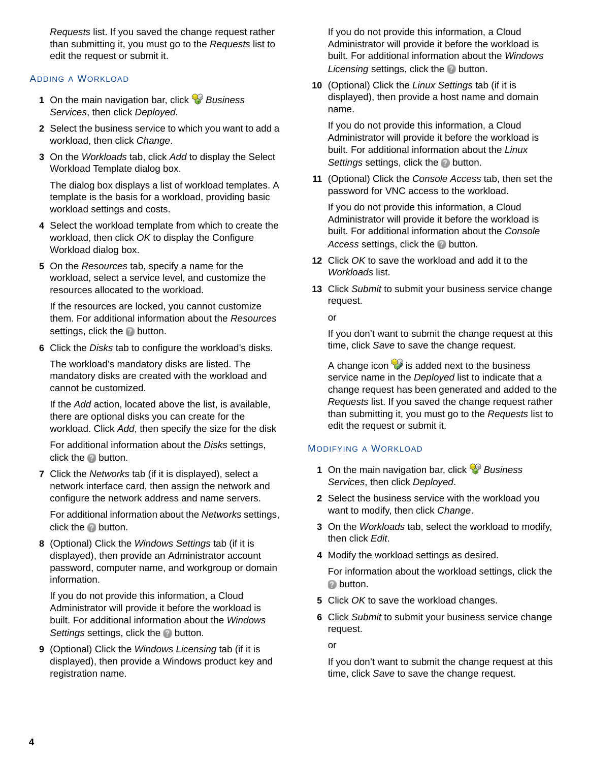*Requests* list. If you saved the change request rather than submitting it, you must go to the *Requests* list to edit the request or submit it.

## Adding a Workload

1. On the main navigation bar, click *Business Services*, then click *Deployed*.
2. Select the business service to which you want to add a workload, then click *Change*.
3. On the *Workloads* tab, click *Add* to display the Select Workload Template dialog box.

   The dialog box displays a list of workload templates. A template is the basis for a workload, providing basic workload settings and costs.
4. Select the workload template from which to create the workload, then click *OK* to display the Configure Workload dialog box.
5. On the *Resources* tab, specify a name for the workload, select a service level, and customize the resources allocated to the workload.

   If the resources are locked, you cannot customize them. For additional information about the *Resources* settings, click the button.
6. Click the *Disks* tab to configure the workload's disks.

   The workload's mandatory disks are listed. The mandatory disks are created with the workload and cannot be customized.

   If the *Add* action, located above the list, is available, there are optional disks you can create for the workload. Click *Add*, then specify the size for the disk

   For additional information about the *Disks* settings, click the button.
7. Click the *Networks* tab (if it is displayed), select a network interface card, then assign the network and configure the network address and name servers.

   For additional information about the *Networks* settings, click the button.
8. (Optional) Click the *Windows Settings* tab (if it is displayed), then provide an Administrator account password, computer name, and workgroup or domain information.

   If you do not provide this information, a Cloud Administrator will provide it before the workload is built. For additional information about the *Windows Settings* settings, click the button.
9. (Optional) Click the *Windows Licensing* tab (if it is displayed), then provide a Windows product key and registration name.

   If you do not provide this information, a Cloud Administrator will provide it before the workload is built. For additional information about the *Windows Licensing* settings, click the button.
10. (Optional) Click the *Linux Settings* tab (if it is displayed), then provide a host name and domain name.

    If you do not provide this information, a Cloud Administrator will provide it before the workload is built. For additional information about the *Linux Settings* settings, click the button.
11. (Optional) Click the *Console Access* tab, then set the password for VNC access to the workload.

    If you do not provide this information, a Cloud Administrator will provide it before the workload is built. For additional information about the *Console Access* settings, click the button.
12. Click *OK* to save the workload and add it to the *Workloads* list.
13. Click *Submit* to submit your business service change request.

    or

    If you don't want to submit the change request at this time, click *Save* to save the change request.

    A change icon is added next to the business service name in the *Deployed* list to indicate that a change request has been generated and added to the *Requests* list. If you saved the change request rather than submitting it, you must go to the *Requests* list to edit the request or submit it.

## Modifying a Workload

1. On the main navigation bar, click *Business Services*, then click *Deployed*.
2. Select the business service with the workload you want to modify, then click *Change*.
3. On the *Workloads* tab, select the workload to modify, then click *Edit*.
4. Modify the workload settings as desired.

   For information about the workload settings, click the button.
5. Click *OK* to save the workload changes.
6. Click *Submit* to submit your business service change request.

   or

   If you don't want to submit the change request at this time, click *Save* to save the change request.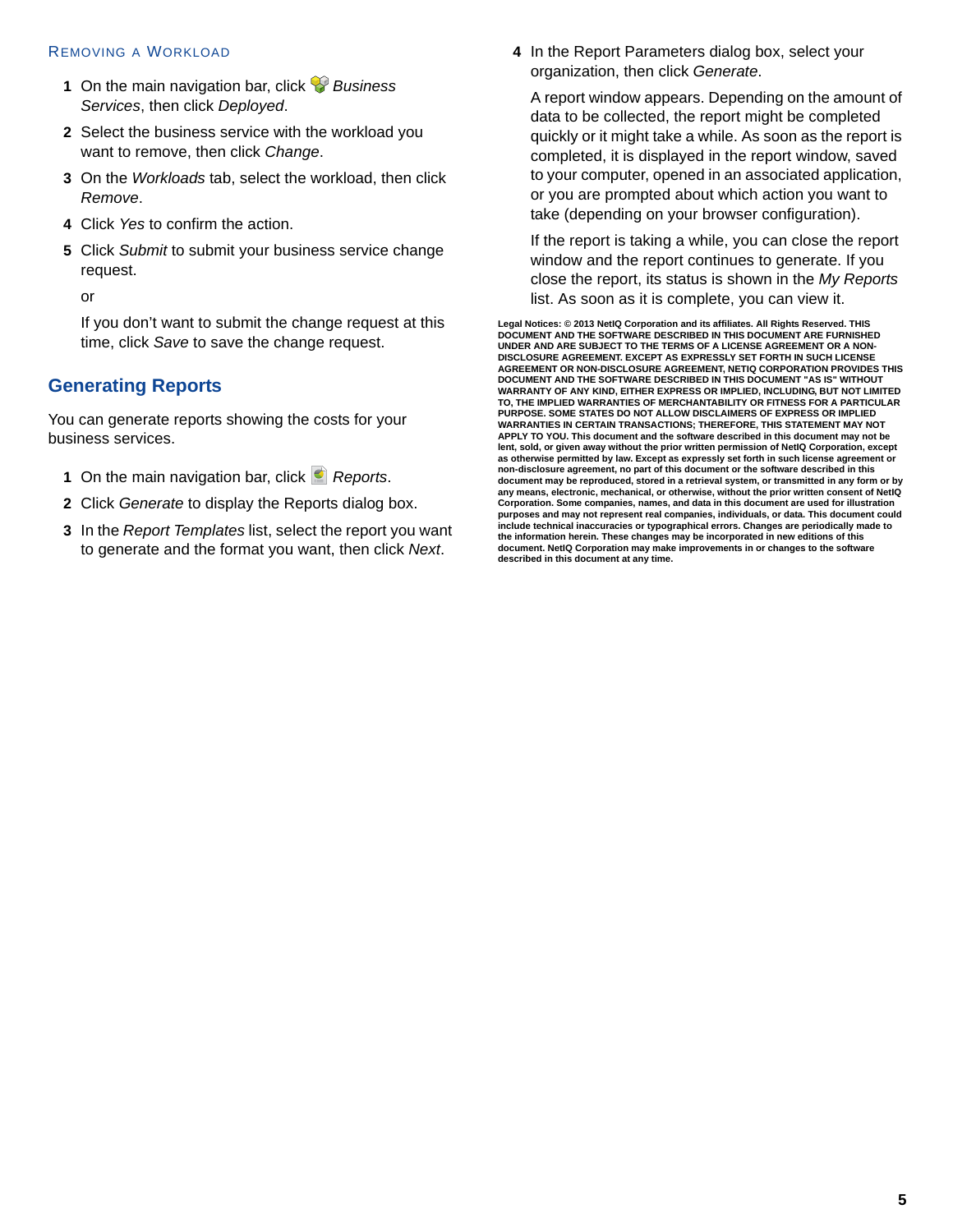### Removing a Workload

1. On the main navigation bar, click *Business Services*, then click *Deployed*.
2. Select the business service with the workload you want to remove, then click *Change*.
3. On the *Workloads* tab, select the workload, then click *Remove*.
4. Click *Yes* to confirm the action.
5. Click *Submit* to submit your business service change request.

   or

   If you don't want to submit the change request at this time, click *Save* to save the change request.

## Generating Reports

You can generate reports showing the costs for your business services.

1. On the main navigation bar, click *Reports*.
2. Click *Generate* to display the Reports dialog box.
3. In the *Report Templates* list, select the report you want to generate and the format you want, then click *Next*.
4. In the Report Parameters dialog box, select your organization, then click *Generate*.

   A report window appears. Depending on the amount of data to be collected, the report might be completed quickly or it might take a while. As soon as the report is completed, it is displayed in the report window, saved to your computer, opened in an associated application, or you are prompted about which action you want to take (depending on your browser configuration).

   If the report is taking a while, you can close the report window and the report continues to generate. If you close the report, its status is shown in the *My Reports* list. As soon as it is complete, you can view it.

**Legal Notices: © 2013 NetIQ Corporation and its affiliates. All Rights Reserved. THIS DOCUMENT AND THE SOFTWARE DESCRIBED IN THIS DOCUMENT ARE FURNISHED UNDER AND ARE SUBJECT TO THE TERMS OF A LICENSE AGREEMENT OR A NON-DISCLOSURE AGREEMENT. EXCEPT AS EXPRESSLY SET FORTH IN SUCH LICENSE AGREEMENT OR NON-DISCLOSURE AGREEMENT, NETIQ CORPORATION PROVIDES THIS DOCUMENT AND THE SOFTWARE DESCRIBED IN THIS DOCUMENT "AS IS" WITHOUT WARRANTY OF ANY KIND, EITHER EXPRESS OR IMPLIED, INCLUDING, BUT NOT LIMITED TO, THE IMPLIED WARRANTIES OF MERCHANTABILITY OR FITNESS FOR A PARTICULAR PURPOSE. SOME STATES DO NOT ALLOW DISCLAIMERS OF EXPRESS OR IMPLIED WARRANTIES IN CERTAIN TRANSACTIONS; THEREFORE, THIS STATEMENT MAY NOT APPLY TO YOU. This document and the software described in this document may not be lent, sold, or given away without the prior written permission of NetIQ Corporation, except as otherwise permitted by law. Except as expressly set forth in such license agreement or non-disclosure agreement, no part of this document or the software described in this document may be reproduced, stored in a retrieval system, or transmitted in any form or by any means, electronic, mechanical, or otherwise, without the prior written consent of NetIQ Corporation. Some companies, names, and data in this document are used for illustration purposes and may not represent real companies, individuals, or data. This document could include technical inaccuracies or typographical errors. Changes are periodically made to the information herein. These changes may be incorporated in new editions of this document. NetIQ Corporation may make improvements in or changes to the software described in this document at any time.**